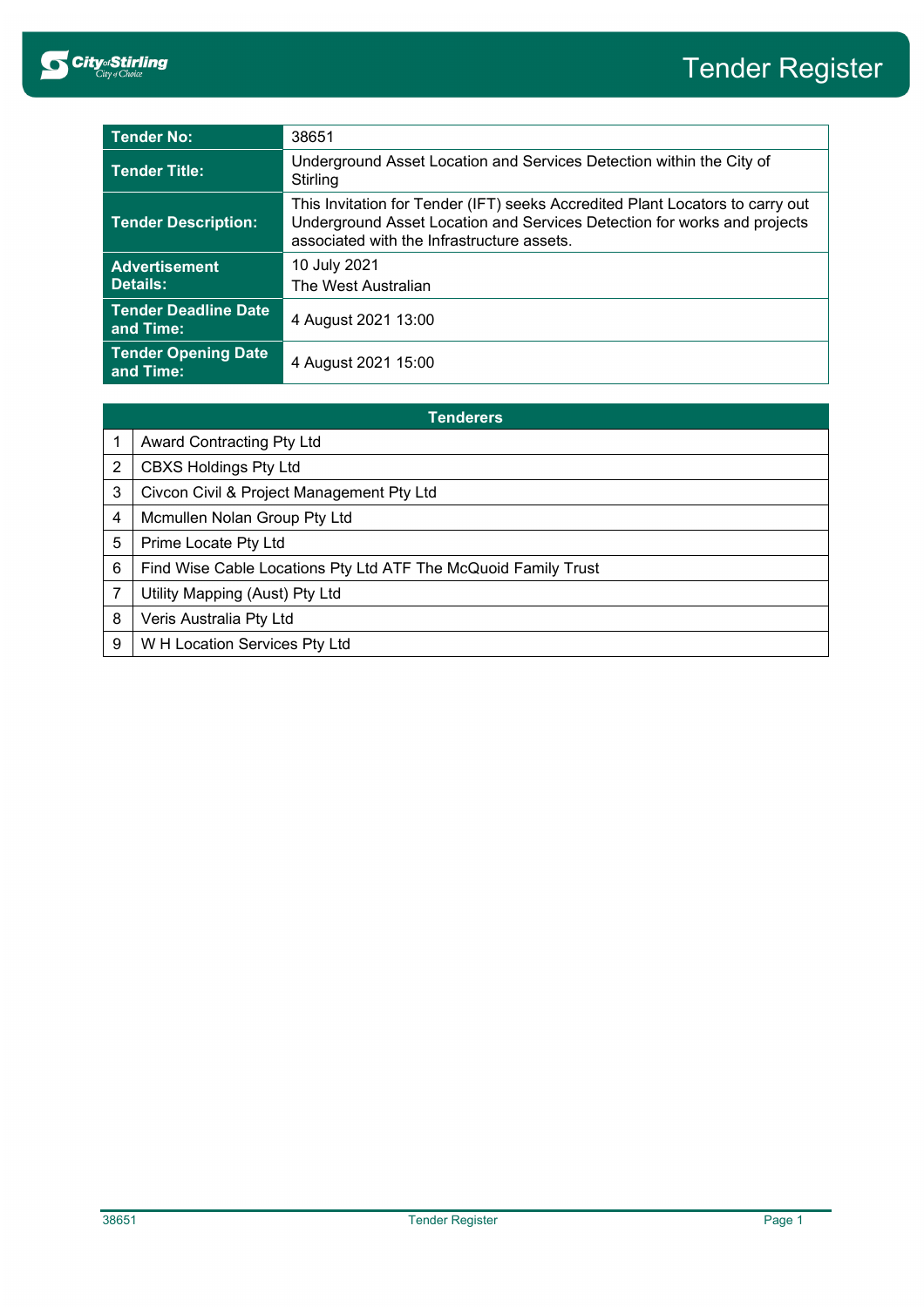# Tender Register

| | |
|---|---|
| **Tender No:** | 38651 |
| **Tender Title:** | Underground Asset Location and Services Detection within the City of Stirling |
| **Tender Description:** | This Invitation for Tender (IFT) seeks Accredited Plant Locators to carry out Underground Asset Location and Services Detection for works and projects associated with the Infrastructure assets. |
| **Advertisement Details:** | 10 July 2021<br>The West Australian |
| **Tender Deadline Date and Time:** | 4 August 2021 13:00 |
| **Tender Opening Date and Time:** | 4 August 2021 15:00 |

| | Tenderers |
|---|---|
| 1 | Award Contracting Pty Ltd |
| 2 | CBXS Holdings Pty Ltd |
| 3 | Civcon Civil & Project Management Pty Ltd |
| 4 | Mcmullen Nolan Group Pty Ltd |
| 5 | Prime Locate Pty Ltd |
| 6 | Find Wise Cable Locations Pty Ltd ATF The McQuoid Family Trust |
| 7 | Utility Mapping (Aust) Pty Ltd |
| 8 | Veris Australia Pty Ltd |
| 9 | W H Location Services Pty Ltd |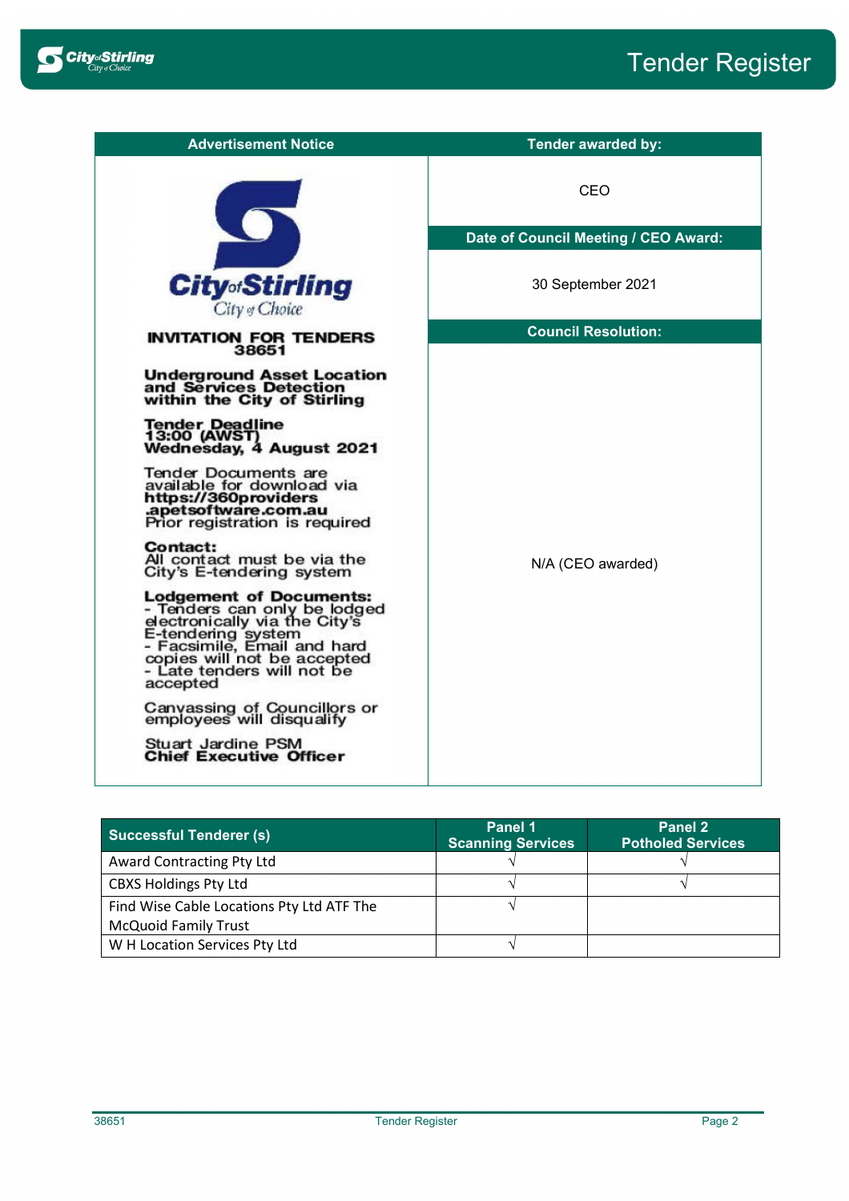| Advertisement Notice | Tender awarded by: |
|---|---|
| City of Stirling<br>City of Choice<br><br>**INVITATION FOR TENDERS 38651**<br><br>**Underground Asset Location and Services Detection within the City of Stirling**<br><br>**Tender Deadline**<br>**13:00 (AWST)**<br>**Wednesday, 4 August 2021**<br><br>Tender Documents are available for download via **https://360providers.apetsoftware.com.au**<br>Prior registration is required<br><br>**Contact:**<br>All contact must be via the City's E-tendering system<br><br>**Lodgement of Documents:**<br>- Tenders can only be lodged electronically via the City's E-tendering system<br>- Facsimile, Email and hard copies will not be accepted<br>- Late tenders will not be accepted<br><br>Canvassing of Councillors or employees will disqualify<br><br>Stuart Jardine PSM<br>**Chief Executive Officer** | CEO<br><br>**Date of Council Meeting / CEO Award:**<br><br>30 September 2021<br><br>**Council Resolution:**<br><br>N/A (CEO awarded) |

| Successful Tenderer (s) | Panel 1 Scanning Services | Panel 2 Potholed Services |
|---|---|---|
| Award Contracting Pty Ltd | √ | √ |
| CBXS Holdings Pty Ltd | √ | √ |
| Find Wise Cable Locations Pty Ltd ATF The McQuoid Family Trust | √ | |
| W H Location Services Pty Ltd | √ | |